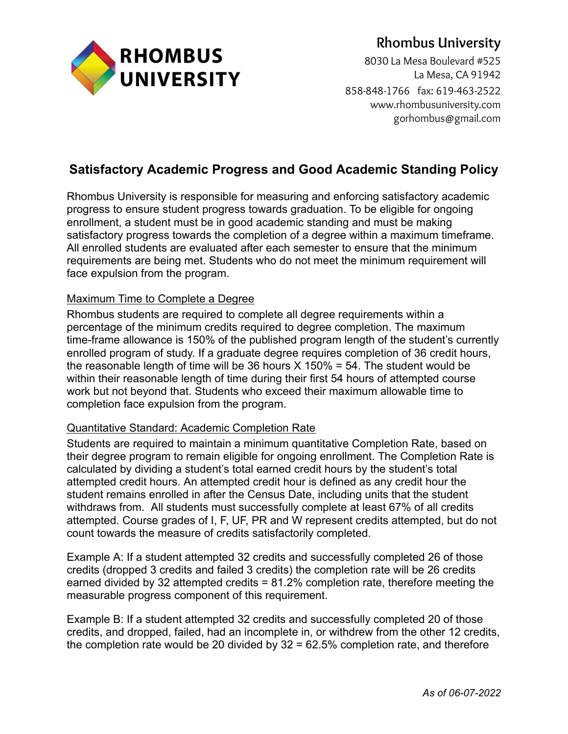Rhombus University

8030 La Mesa Boulevard #525
La Mesa, CA 91942
858-848-1766 fax: 619-463-2522
www.rhombusuniversity.com
gorhombus@gmail.com

## Satisfactory Academic Progress and Good Academic Standing Policy

Rhombus University is responsible for measuring and enforcing satisfactory academic progress to ensure student progress towards graduation. To be eligible for ongoing enrollment, a student must be in good academic standing and must be making satisfactory progress towards the completion of a degree within a maximum timeframe. All enrolled students are evaluated after each semester to ensure that the minimum requirements are being met. Students who do not meet the minimum requirement will face expulsion from the program.

### Maximum Time to Complete a Degree

Rhombus students are required to complete all degree requirements within a percentage of the minimum credits required to degree completion. The maximum time-frame allowance is 150% of the published program length of the student's currently enrolled program of study. If a graduate degree requires completion of 36 credit hours, the reasonable length of time will be 36 hours X 150% = 54. The student would be within their reasonable length of time during their first 54 hours of attempted course work but not beyond that. Students who exceed their maximum allowable time to completion face expulsion from the program.

### Quantitative Standard: Academic Completion Rate

Students are required to maintain a minimum quantitative Completion Rate, based on their degree program to remain eligible for ongoing enrollment. The Completion Rate is calculated by dividing a student's total earned credit hours by the student's total attempted credit hours. An attempted credit hour is defined as any credit hour the student remains enrolled in after the Census Date, including units that the student withdraws from. All students must successfully complete at least 67% of all credits attempted. Course grades of I, F, UF, PR and W represent credits attempted, but do not count towards the measure of credits satisfactorily completed.

Example A: If a student attempted 32 credits and successfully completed 26 of those credits (dropped 3 credits and failed 3 credits) the completion rate will be 26 credits earned divided by 32 attempted credits = 81.2% completion rate, therefore meeting the measurable progress component of this requirement.

Example B: If a student attempted 32 credits and successfully completed 20 of those credits, and dropped, failed, had an incomplete in, or withdrew from the other 12 credits, the completion rate would be 20 divided by 32 = 62.5% completion rate, and therefore

*As of 06-07-2022*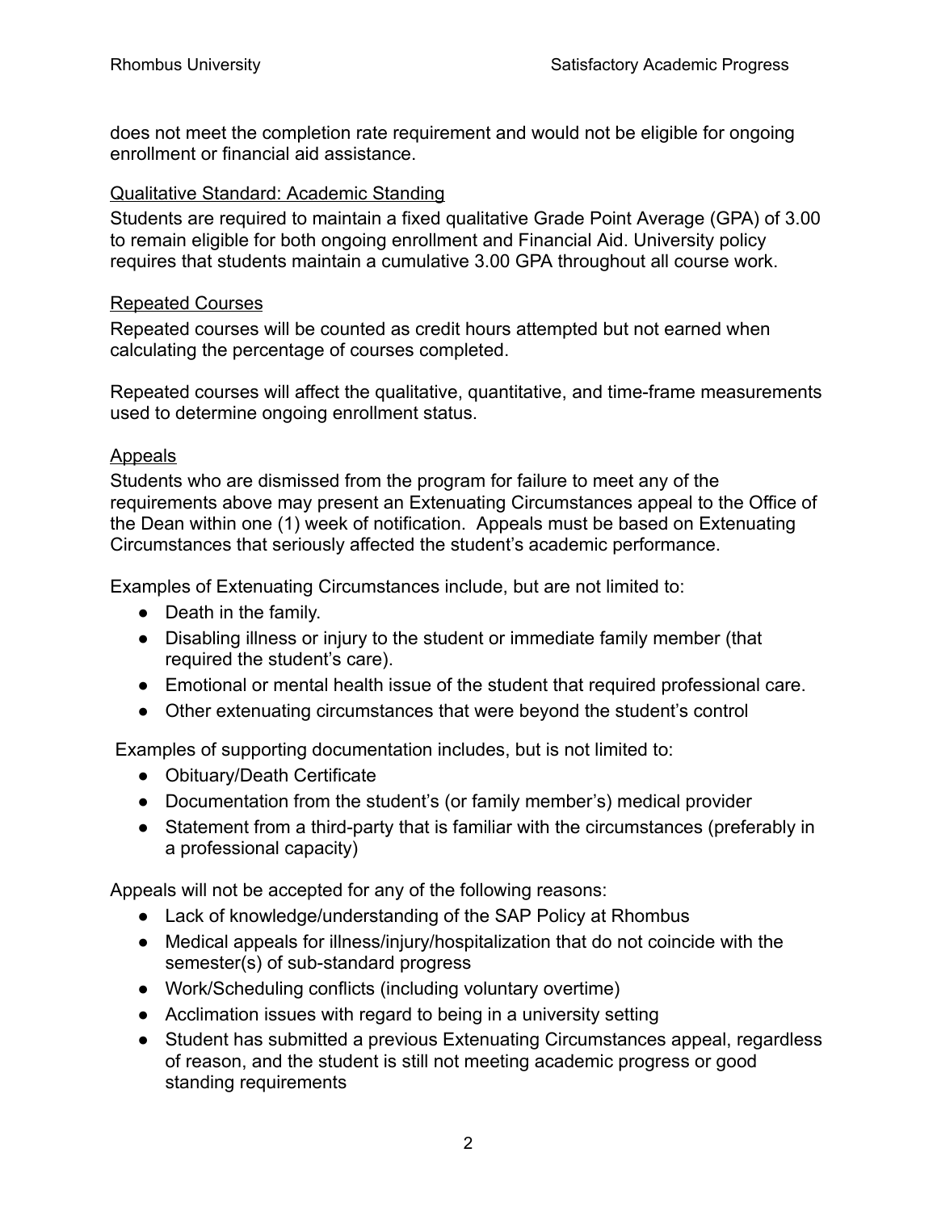does not meet the completion rate requirement and would not be eligible for ongoing enrollment or financial aid assistance.

### Qualitative Standard: Academic Standing

Students are required to maintain a fixed qualitative Grade Point Average (GPA) of 3.00 to remain eligible for both ongoing enrollment and Financial Aid. University policy requires that students maintain a cumulative 3.00 GPA throughout all course work.

### Repeated Courses

Repeated courses will be counted as credit hours attempted but not earned when calculating the percentage of courses completed.

Repeated courses will affect the qualitative, quantitative, and time-frame measurements used to determine ongoing enrollment status.

### Appeals

Students who are dismissed from the program for failure to meet any of the requirements above may present an Extenuating Circumstances appeal to the Office of the Dean within one (1) week of notification. Appeals must be based on Extenuating Circumstances that seriously affected the student's academic performance.

Examples of Extenuating Circumstances include, but are not limited to:

- Death in the family.
- Disabling illness or injury to the student or immediate family member (that required the student's care).
- Emotional or mental health issue of the student that required professional care.
- Other extenuating circumstances that were beyond the student's control

Examples of supporting documentation includes, but is not limited to:

- Obituary/Death Certificate
- Documentation from the student's (or family member's) medical provider
- Statement from a third-party that is familiar with the circumstances (preferably in a professional capacity)

Appeals will not be accepted for any of the following reasons:

- Lack of knowledge/understanding of the SAP Policy at Rhombus
- Medical appeals for illness/injury/hospitalization that do not coincide with the semester(s) of sub-standard progress
- Work/Scheduling conflicts (including voluntary overtime)
- Acclimation issues with regard to being in a university setting
- Student has submitted a previous Extenuating Circumstances appeal, regardless of reason, and the student is still not meeting academic progress or good standing requirements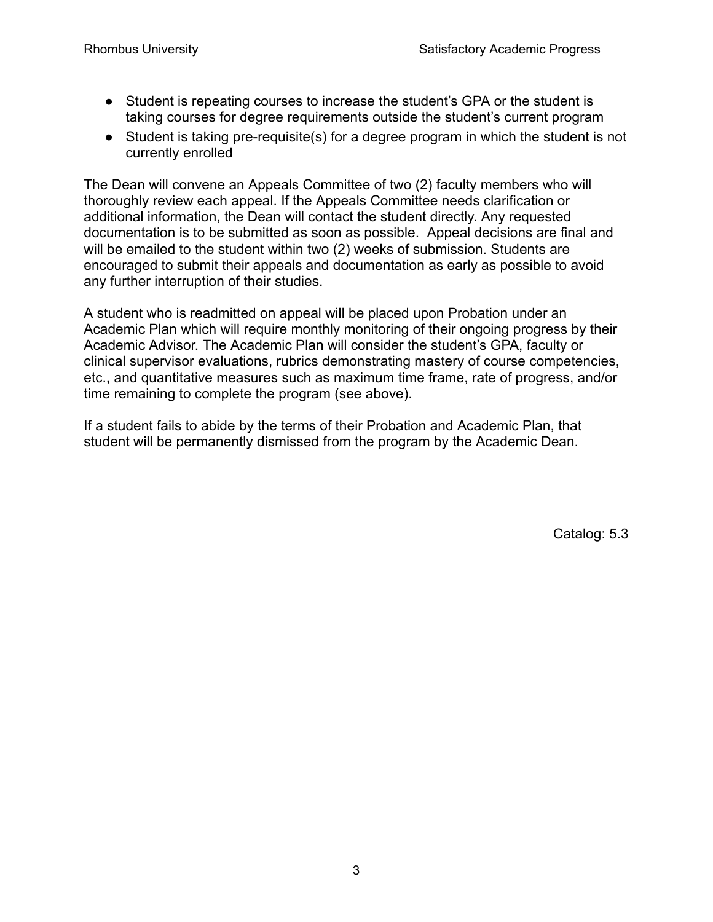- Student is repeating courses to increase the student's GPA or the student is taking courses for degree requirements outside the student's current program
- Student is taking pre-requisite(s) for a degree program in which the student is not currently enrolled

The Dean will convene an Appeals Committee of two (2) faculty members who will thoroughly review each appeal. If the Appeals Committee needs clarification or additional information, the Dean will contact the student directly. Any requested documentation is to be submitted as soon as possible. Appeal decisions are final and will be emailed to the student within two (2) weeks of submission. Students are encouraged to submit their appeals and documentation as early as possible to avoid any further interruption of their studies.

A student who is readmitted on appeal will be placed upon Probation under an Academic Plan which will require monthly monitoring of their ongoing progress by their Academic Advisor. The Academic Plan will consider the student's GPA, faculty or clinical supervisor evaluations, rubrics demonstrating mastery of course competencies, etc., and quantitative measures such as maximum time frame, rate of progress, and/or time remaining to complete the program (see above).

If a student fails to abide by the terms of their Probation and Academic Plan, that student will be permanently dismissed from the program by the Academic Dean.

Catalog: 5.3